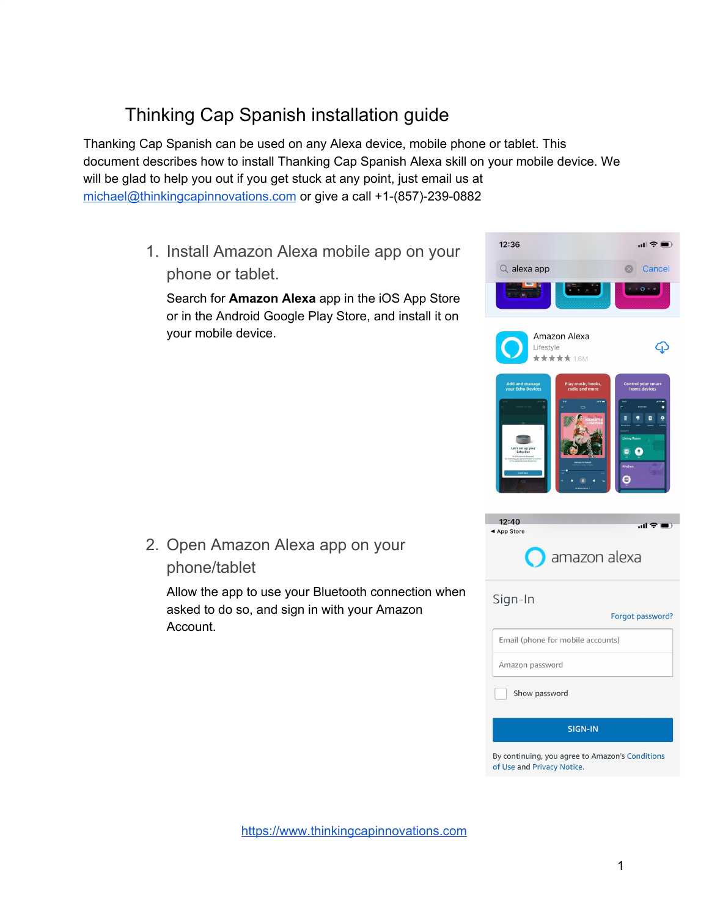# Thinking Cap Spanish installation guide

Thanking Cap Spanish can be used on any Alexa device, mobile phone or tablet. This document describes how to install Thanking Cap Spanish Alexa skill on your mobile device. We will be glad to help you out if you get stuck at any point, just email us at michael@thinkingcapinnovations.com or give a call +1-(857)-239-0882

1. Install Amazon Alexa mobile app on your phone or tablet.

   Search for **Amazon Alexa** app in the iOS App Store or in the Android Google Play Store, and install it on your mobile device.

2. Open Amazon Alexa app on your phone/tablet

   Allow the app to use your Bluetooth connection when asked to do so, and sign in with your Amazon Account.

https://www.thinkingcapinnovations.com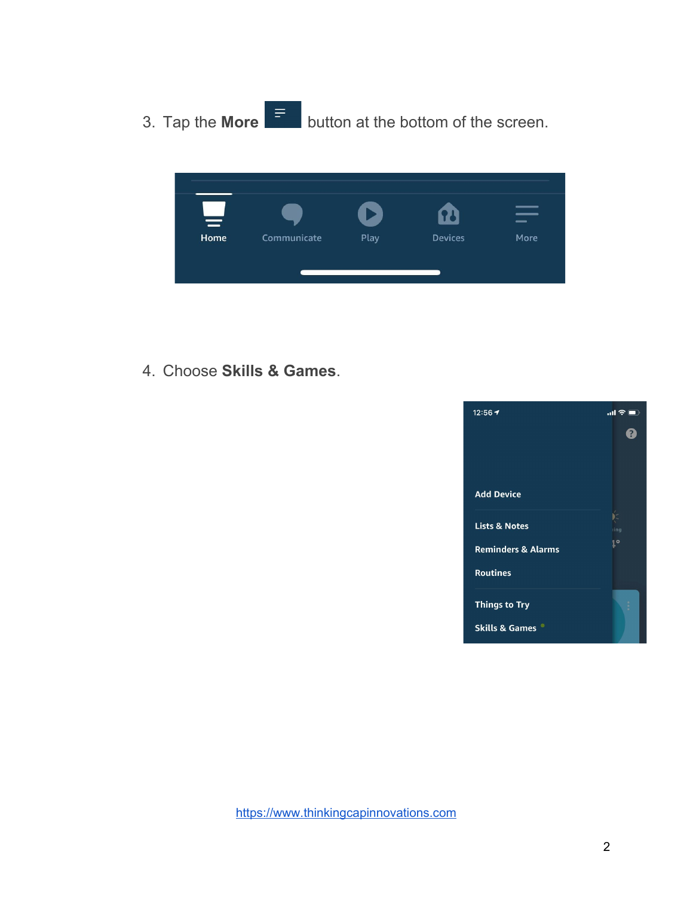3. Tap the **More** button at the bottom of the screen.

4. Choose **Skills & Games**.

https://www.thinkingcapinnovations.com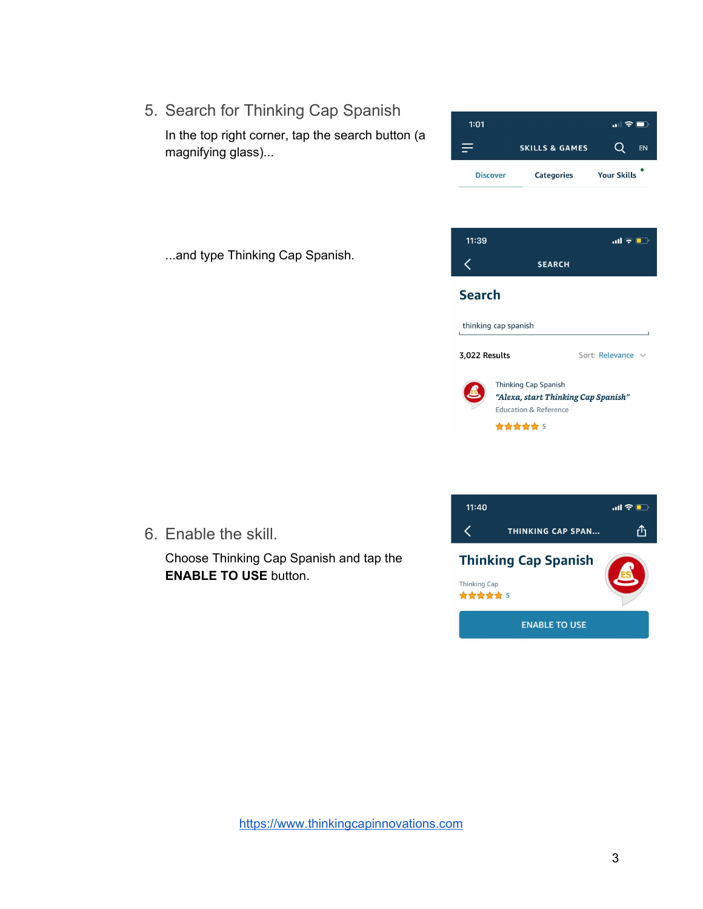5. Search for Thinking Cap Spanish

   In the top right corner, tap the search button (a magnifying glass)...

   ...and type Thinking Cap Spanish.

6. Enable the skill.

   Choose Thinking Cap Spanish and tap the **ENABLE TO USE** button.

https://www.thinkingcapinnovations.com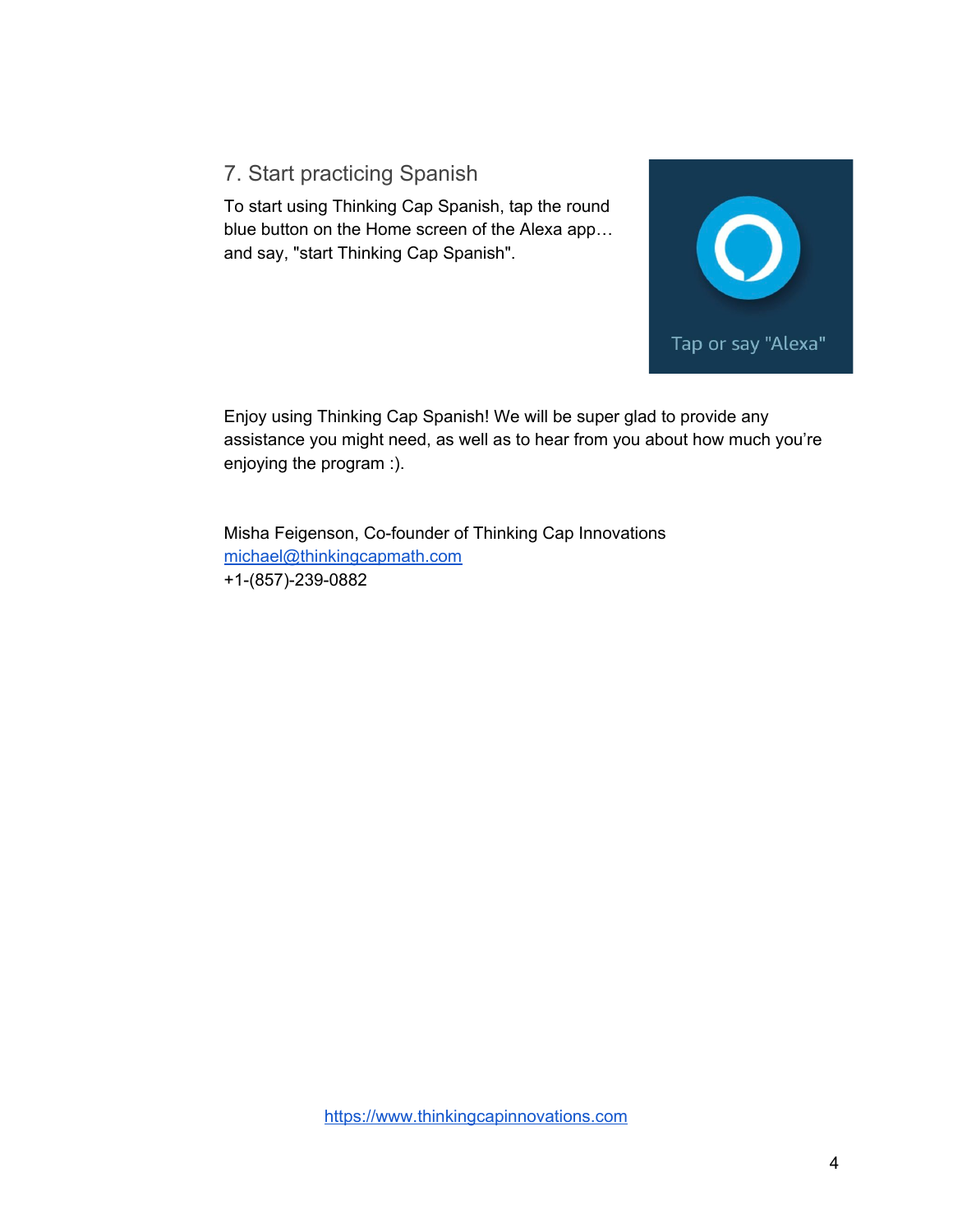## 7. Start practicing Spanish

To start using Thinking Cap Spanish, tap the round blue button on the Home screen of the Alexa app… and say, "start Thinking Cap Spanish".

Tap or say "Alexa"

Enjoy using Thinking Cap Spanish! We will be super glad to provide any assistance you might need, as well as to hear from you about how much you're enjoying the program :).

Misha Feigenson, Co-founder of Thinking Cap Innovations
michael@thinkingcapmath.com
+1-(857)-239-0882

https://www.thinkingcapinnovations.com